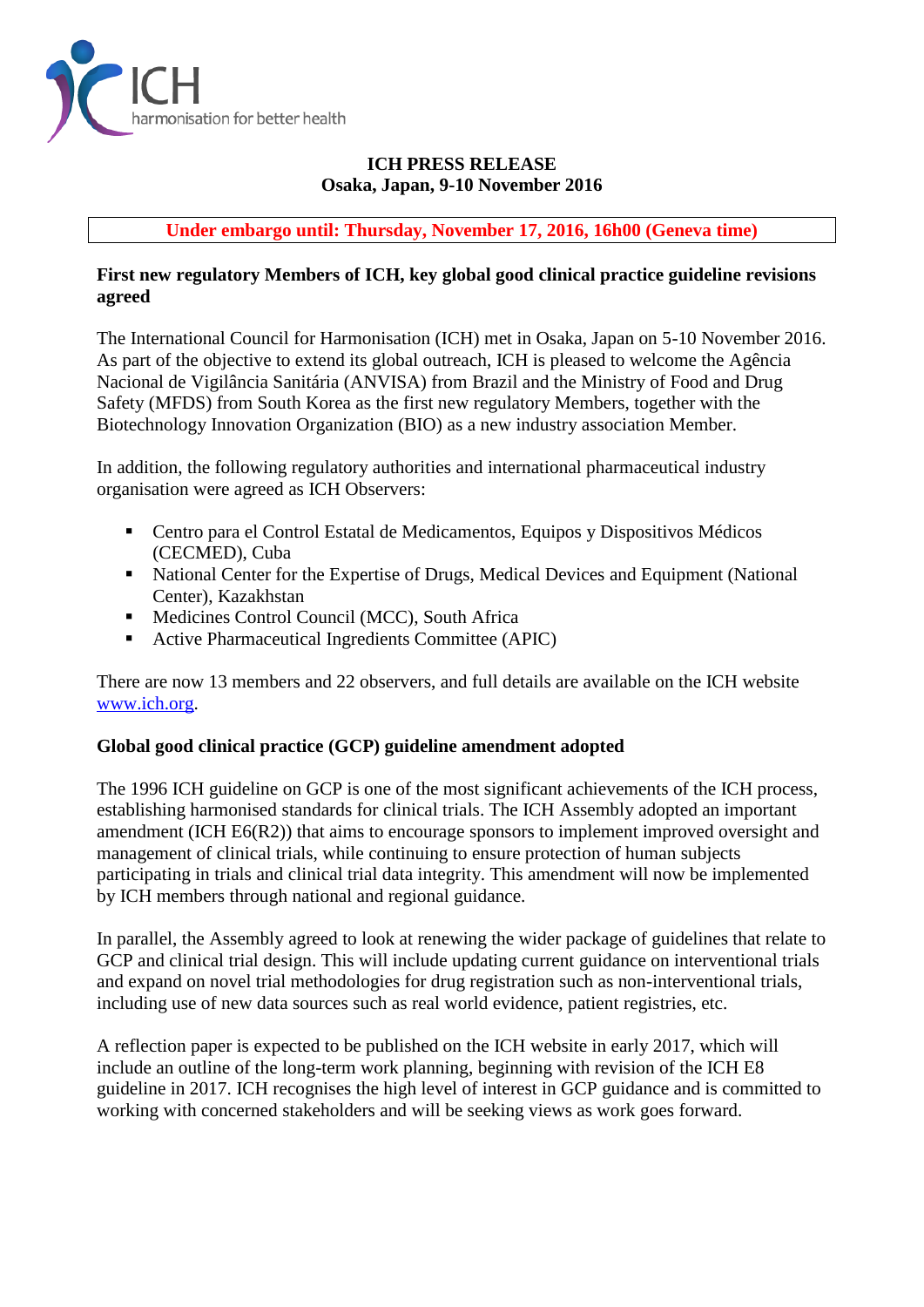ICH
harmonisation for better health

**ICH PRESS RELEASE**
**Osaka, Japan, 9-10 November 2016**

**Under embargo until: Thursday, November 17, 2016, 16h00 (Geneva time)**

## First new regulatory Members of ICH, key global good clinical practice guideline revisions agreed

The International Council for Harmonisation (ICH) met in Osaka, Japan on 5-10 November 2016. As part of the objective to extend its global outreach, ICH is pleased to welcome the Agência Nacional de Vigilância Sanitária (ANVISA) from Brazil and the Ministry of Food and Drug Safety (MFDS) from South Korea as the first new regulatory Members, together with the Biotechnology Innovation Organization (BIO) as a new industry association Member.

In addition, the following regulatory authorities and international pharmaceutical industry organisation were agreed as ICH Observers:

- Centro para el Control Estatal de Medicamentos, Equipos y Dispositivos Médicos (CECMED), Cuba
- National Center for the Expertise of Drugs, Medical Devices and Equipment (National Center), Kazakhstan
- Medicines Control Council (MCC), South Africa
- Active Pharmaceutical Ingredients Committee (APIC)

There are now 13 members and 22 observers, and full details are available on the ICH website www.ich.org.

## Global good clinical practice (GCP) guideline amendment adopted

The 1996 ICH guideline on GCP is one of the most significant achievements of the ICH process, establishing harmonised standards for clinical trials. The ICH Assembly adopted an important amendment (ICH E6(R2)) that aims to encourage sponsors to implement improved oversight and management of clinical trials, while continuing to ensure protection of human subjects participating in trials and clinical trial data integrity. This amendment will now be implemented by ICH members through national and regional guidance.

In parallel, the Assembly agreed to look at renewing the wider package of guidelines that relate to GCP and clinical trial design. This will include updating current guidance on interventional trials and expand on novel trial methodologies for drug registration such as non-interventional trials, including use of new data sources such as real world evidence, patient registries, etc.

A reflection paper is expected to be published on the ICH website in early 2017, which will include an outline of the long-term work planning, beginning with revision of the ICH E8 guideline in 2017. ICH recognises the high level of interest in GCP guidance and is committed to working with concerned stakeholders and will be seeking views as work goes forward.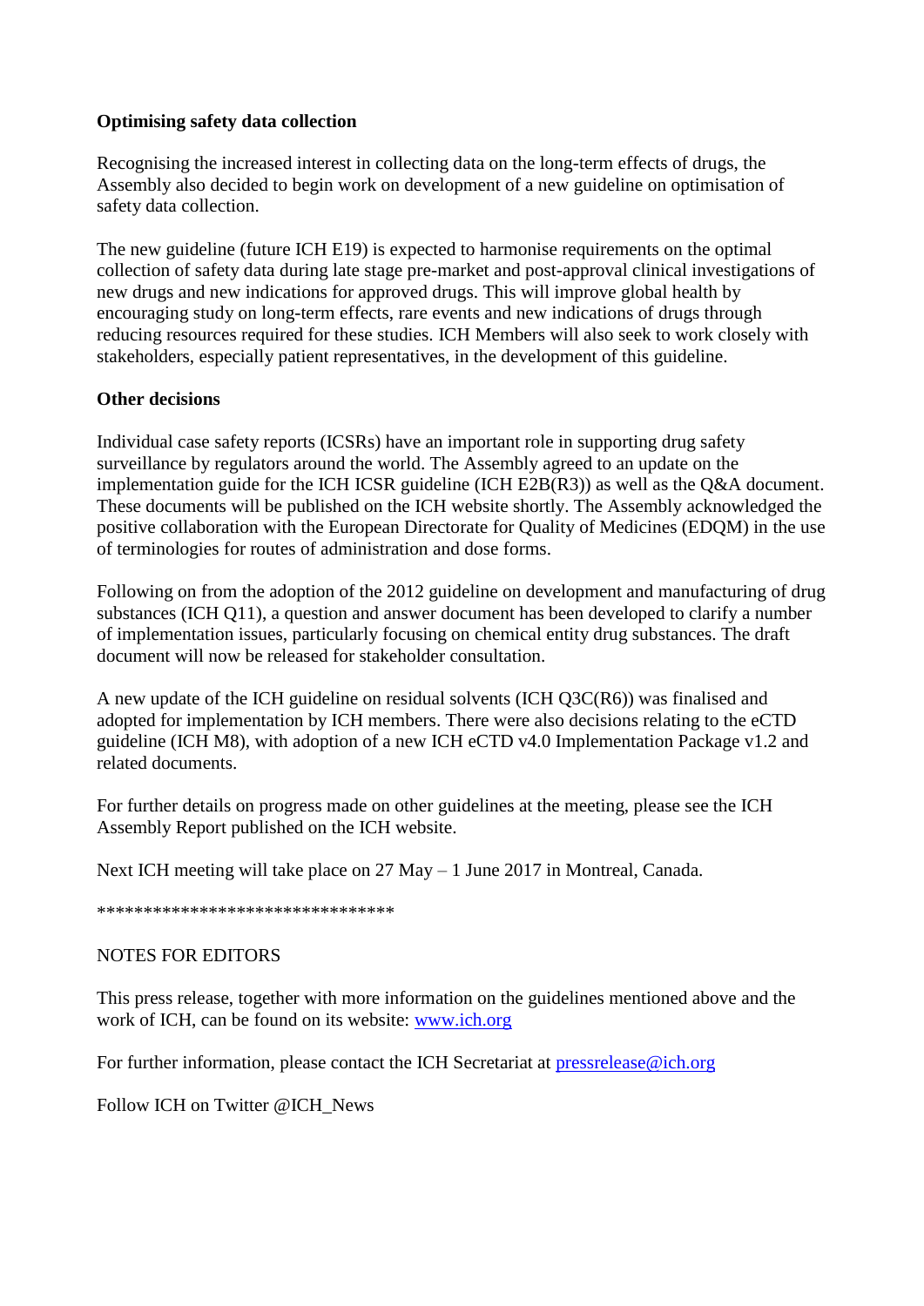**Optimising safety data collection**

Recognising the increased interest in collecting data on the long-term effects of drugs, the Assembly also decided to begin work on development of a new guideline on optimisation of safety data collection.

The new guideline (future ICH E19) is expected to harmonise requirements on the optimal collection of safety data during late stage pre-market and post-approval clinical investigations of new drugs and new indications for approved drugs. This will improve global health by encouraging study on long-term effects, rare events and new indications of drugs through reducing resources required for these studies. ICH Members will also seek to work closely with stakeholders, especially patient representatives, in the development of this guideline.

**Other decisions**

Individual case safety reports (ICSRs) have an important role in supporting drug safety surveillance by regulators around the world. The Assembly agreed to an update on the implementation guide for the ICH ICSR guideline (ICH E2B(R3)) as well as the Q&A document. These documents will be published on the ICH website shortly. The Assembly acknowledged the positive collaboration with the European Directorate for Quality of Medicines (EDQM) in the use of terminologies for routes of administration and dose forms.

Following on from the adoption of the 2012 guideline on development and manufacturing of drug substances (ICH Q11), a question and answer document has been developed to clarify a number of implementation issues, particularly focusing on chemical entity drug substances. The draft document will now be released for stakeholder consultation.

A new update of the ICH guideline on residual solvents (ICH Q3C(R6)) was finalised and adopted for implementation by ICH members. There were also decisions relating to the eCTD guideline (ICH M8), with adoption of a new ICH eCTD v4.0 Implementation Package v1.2 and related documents.

For further details on progress made on other guidelines at the meeting, please see the ICH Assembly Report published on the ICH website.

Next ICH meeting will take place on 27 May – 1 June 2017 in Montreal, Canada.

********************************

NOTES FOR EDITORS

This press release, together with more information on the guidelines mentioned above and the work of ICH, can be found on its website: [www.ich.org](http://www.ich.org)

For further information, please contact the ICH Secretariat at [pressrelease@ich.org](mailto:pressrelease@ich.org)

Follow ICH on Twitter @ICH_News